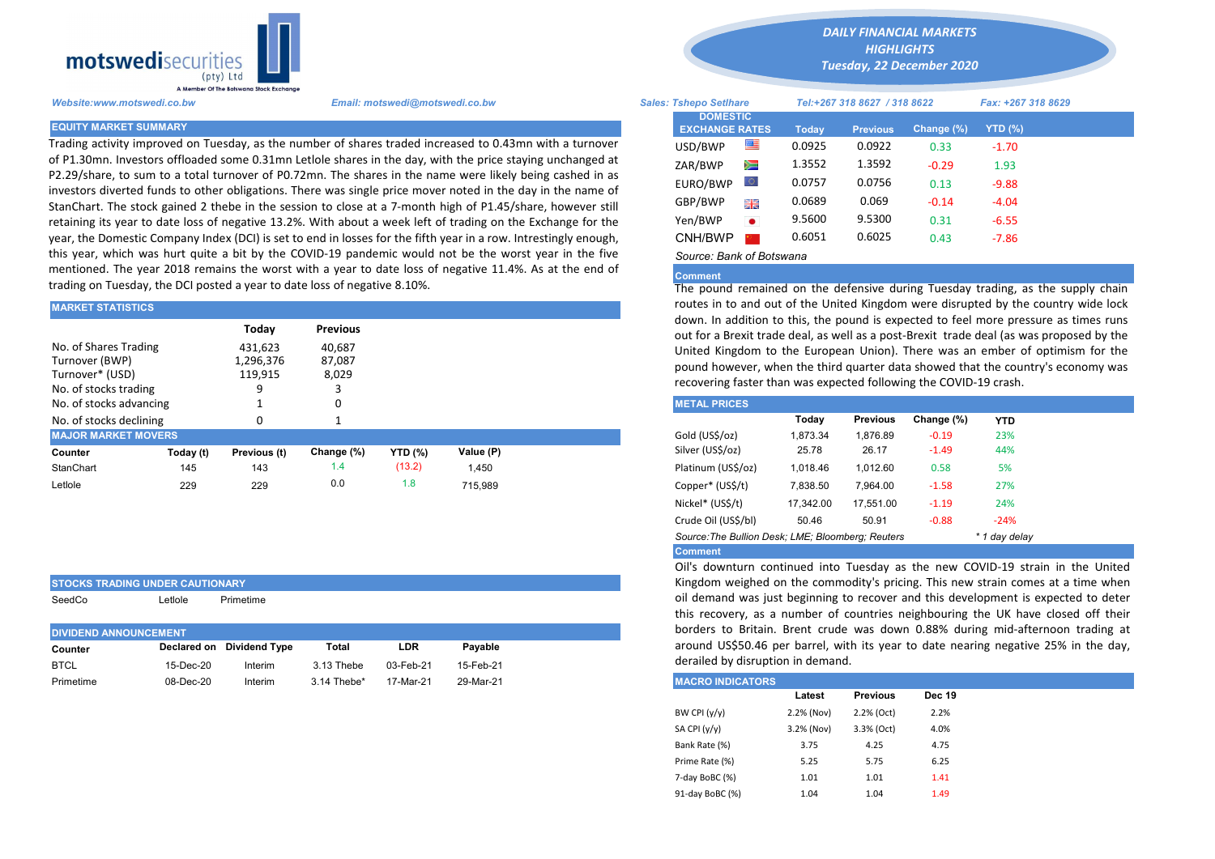motswedisecurities (pty) Ltd
A Member Of The Botswana Stock Exchange

# DAILY FINANCIAL MARKETS HIGHLIGHTS
*Tuesday, 22 December 2020*

*Website:www.motswedi.co.bw* *Email: motswedi@motswedi.co.bw* *Sales: Tshepo Setlhare* *Tel:+267 318 8627 / 318 8622* *Fax: +267 318 8629*

## EQUITY MARKET SUMMARY

Trading activity improved on Tuesday, as the number of shares traded increased to 0.43mn with a turnover of P1.30mn. Investors offloaded some 0.31mn Letlole shares in the day, with the price staying unchanged at P2.29/share, to sum to a total turnover of P0.72mn. The shares in the name were likely being cashed in as investors diverted funds to other obligations. There was single price mover noted in the day in the name of StanChart. The stock gained 2 thebe in the session to close at a 7-month high of P1.45/share, however still retaining its year to date loss of negative 13.2%. With about a week left of trading on the Exchange for the year, the Domestic Company Index (DCI) is set to end in losses for the fifth year in a row. Intrestingly enough, this year, which was hurt quite a bit by the COVID-19 pandemic would not be the worst year in the five mentioned. The year 2018 remains the worst with a year to date loss of negative 11.4%. As at the end of trading on Tuesday, the DCI posted a year to date loss of negative 8.10%.

## MARKET STATISTICS

| | Today | Previous |
|---|---|---|
| No. of Shares Trading | 431,623 | 40,687 |
| Turnover (BWP) | 1,296,376 | 87,087 |
| Turnover* (USD) | 119,915 | 8,029 |
| No. of stocks trading | 9 | 3 |
| No. of stocks advancing | 1 | 0 |
| No. of stocks declining | 0 | 1 |

## MAJOR MARKET MOVERS

| Counter | Today (t) | Previous (t) | Change (%) | YTD (%) | Value (P) |
|---|---|---|---|---|---|
| StanChart | 145 | 143 | 1.4 | (13.2) | 1,450 |
| Letlole | 229 | 229 | 0.0 | 1.8 | 715,989 |

## STOCKS TRADING UNDER CAUTIONARY

SeedCo Letlole Primetime

## DIVIDEND ANNOUNCEMENT

| Counter | Declared on | Dividend Type | Total | LDR | Payable |
|---|---|---|---|---|---|
| BTCL | 15-Dec-20 | Interim | 3.13 Thebe | 03-Feb-21 | 15-Feb-21 |
| Primetime | 08-Dec-20 | Interim | 3.14 Thebe* | 17-Mar-21 | 29-Mar-21 |

## DOMESTIC EXCHANGE RATES

| | Today | Previous | Change (%) | YTD (%) |
|---|---|---|---|---|
| USD/BWP | 0.0925 | 0.0922 | 0.33 | -1.70 |
| ZAR/BWP | 1.3552 | 1.3592 | -0.29 | 1.93 |
| EURO/BWP | 0.0757 | 0.0756 | 0.13 | -9.88 |
| GBP/BWP | 0.0689 | 0.069 | -0.14 | -4.04 |
| Yen/BWP | 9.5600 | 9.5300 | 0.31 | -6.55 |
| CNH/BWP | 0.6051 | 0.6025 | 0.43 | -7.86 |

*Source: Bank of Botswana*

**Comment**

The pound remained on the defensive during Tuesday trading, as the supply chain routes in to and out of the United Kingdom were disrupted by the country wide lock down. In addition to this, the pound is expected to feel more pressure as times runs out for a Brexit trade deal, as well as a post-Brexit trade deal (as was proposed by the United Kingdom to the European Union). There was an ember of optimism for the pound however, when the third quarter data showed that the country's economy was recovering faster than was expected following the COVID-19 crash.

## METAL PRICES

| | Today | Previous | Change (%) | YTD |
|---|---|---|---|---|
| Gold (US$/oz) | 1,873.34 | 1,876.89 | -0.19 | 23% |
| Silver (US$/oz) | 25.78 | 26.17 | -1.49 | 44% |
| Platinum (US$/oz) | 1,018.46 | 1,012.60 | 0.58 | 5% |
| Copper* (US$/t) | 7,838.50 | 7,964.00 | -1.58 | 27% |
| Nickel* (US$/t) | 17,342.00 | 17,551.00 | -1.19 | 24% |
| Crude Oil (US$/bl) | 50.46 | 50.91 | -0.88 | -24% |

*Source:The Bullion Desk; LME; Bloomberg; Reuters* *\* 1 day delay*

**Comment**

Oil's downturn continued into Tuesday as the new COVID-19 strain in the United Kingdom weighed on the commodity's pricing. This new strain comes at a time when oil demand was just beginning to recover and this development is expected to deter this recovery, as a number of countries neighbouring the UK have closed off their borders to Britain. Brent crude was down 0.88% during mid-afternoon trading at around US$50.46 per barrel, with its year to date nearing negative 25% in the day, derailed by disruption in demand.

## MACRO INDICATORS

| | Latest | Previous | Dec 19 |
|---|---|---|---|
| BW CPI (y/y) | 2.2% (Nov) | 2.2% (Oct) | 2.2% |
| SA CPI (y/y) | 3.2% (Nov) | 3.3% (Oct) | 4.0% |
| Bank Rate (%) | 3.75 | 4.25 | 4.75 |
| Prime Rate (%) | 5.25 | 5.75 | 6.25 |
| 7-day BoBC (%) | 1.01 | 1.01 | 1.41 |
| 91-day BoBC (%) | 1.04 | 1.04 | 1.49 |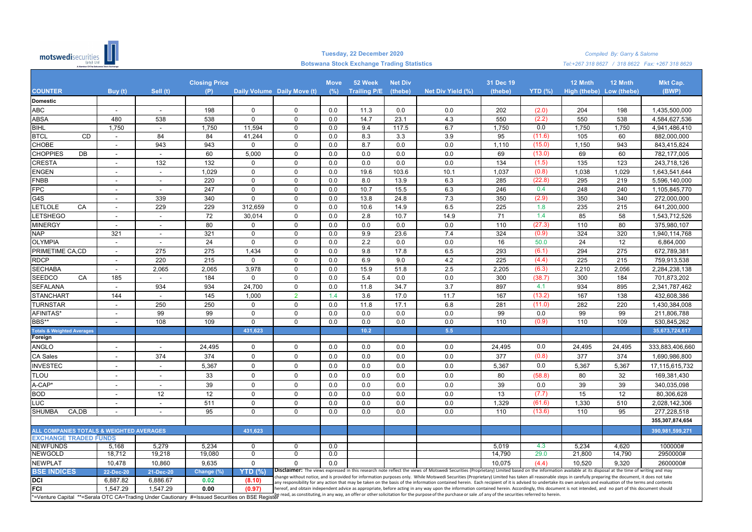motswedi securities (pty) Ltd — A Member Of The Botswana Stock Exchange

**Tuesday, 22 December 2020**

**Botswana Stock Exchange Trading Statistics**

*Compiled By: Garry & Salome*

*Tel:+267 318 8627 / 318 8622 Fax: +267 318 8629*

| COUNTER | Buy (t) | Sell (t) | Closing Price (P) | Daily Volume | Daily Move (t) | Move (%) | 52 Week Trailing P/E | Net Div (thebe) | Net Div Yield (%) | 31 Dec 19 (thebe) | YTD (%) | 12 Mnth High (thebe) | 12 Mnth Low (thebe) | Mkt Cap. (BWP) |
|---|---|---|---|---|---|---|---|---|---|---|---|---|---|---|
| **Domestic** | | | | | | | | | | | | | | |
| ABC | - | - | 198 | 0 | 0 | 0.0 | 11.3 | 0.0 | 0.0 | 202 | (2.0) | 204 | 198 | 1,435,500,000 |
| ABSA | 480 | 538 | 538 | 0 | 0 | 0.0 | 14.7 | 23.1 | 4.3 | 550 | (2.2) | 550 | 538 | 4,584,627,536 |
| BIHL | 1,750 | - | 1,750 | 11,594 | 0 | 0.0 | 9.4 | 117.5 | 6.7 | 1,750 | 0.0 | 1,750 | 1,750 | 4,941,486,410 |
| BTCL CD | - | 84 | 84 | 41,244 | 0 | 0.0 | 8.3 | 3.3 | 3.9 | 95 | (11.6) | 105 | 60 | 882,000,000 |
| CHOBE | - | 943 | 943 | 0 | 0 | 0.0 | 8.7 | 0.0 | 0.0 | 1,110 | (15.0) | 1,150 | 943 | 843,415,824 |
| CHOPPIES DB | - | - | 60 | 5,000 | 0 | 0.0 | 0.0 | 0.0 | 0.0 | 69 | (13.0) | 69 | 60 | 782,177,005 |
| CRESTA | - | 132 | 132 | 0 | 0 | 0.0 | 0.0 | 0.0 | 0.0 | 134 | (1.5) | 135 | 123 | 243,718,126 |
| ENGEN | - | - | 1,029 | 0 | 0 | 0.0 | 19.6 | 103.6 | 10.1 | 1,037 | (0.8) | 1,038 | 1,029 | 1,643,541,644 |
| FNBB | - | - | 220 | 0 | 0 | 0.0 | 8.0 | 13.9 | 6.3 | 285 | (22.8) | 295 | 219 | 5,596,140,000 |
| FPC | - | - | 247 | 0 | 0 | 0.0 | 10.7 | 15.5 | 6.3 | 246 | 0.4 | 248 | 240 | 1,105,845,770 |
| G4S | - | 339 | 340 | 0 | 0 | 0.0 | 13.8 | 24.8 | 7.3 | 350 | (2.9) | 350 | 340 | 272,000,000 |
| LETLOLE CA | - | 229 | 229 | 312,659 | 0 | 0.0 | 10.6 | 14.9 | 6.5 | 225 | 1.8 | 235 | 215 | 641,200,000 |
| LETSHEGO | - | - | 72 | 30,014 | 0 | 0.0 | 2.8 | 10.7 | 14.9 | 71 | 1.4 | 85 | 58 | 1,543,712,526 |
| MINERGY | - | - | 80 | 0 | 0 | 0.0 | 0.0 | 0.0 | 0.0 | 110 | (27.3) | 110 | 80 | 375,980,107 |
| NAP | 321 | - | 321 | 0 | 0 | 0.0 | 9.9 | 23.6 | 7.4 | 324 | (0.9) | 324 | 320 | 1,940,114,768 |
| OLYMPIA | - | - | 24 | 0 | 0 | 0.0 | 2.2 | 0.0 | 0.0 | 16 | 50.0 | 24 | 12 | 6,864,000 |
| PRIMETIME CA,CD | - | 275 | 275 | 1,434 | 0 | 0.0 | 9.8 | 17.8 | 6.5 | 293 | (6.1) | 294 | 275 | 672,789,381 |
| RDCP | - | 220 | 215 | 0 | 0 | 0.0 | 6.9 | 9.0 | 4.2 | 225 | (4.4) | 225 | 215 | 759,913,538 |
| SECHABA | - | 2,065 | 2,065 | 3,978 | 0 | 0.0 | 15.9 | 51.8 | 2.5 | 2,205 | (6.3) | 2,210 | 2,056 | 2,284,238,138 |
| SEEDCO CA | 185 | - | 184 | 0 | 0 | 0.0 | 5.4 | 0.0 | 0.0 | 300 | (38.7) | 300 | 184 | 701,873,202 |
| SEFALANA | - | 934 | 934 | 24,700 | 0 | 0.0 | 11.8 | 34.7 | 3.7 | 897 | 4.1 | 934 | 895 | 2,341,787,462 |
| STANCHART | 144 | - | 145 | 1,000 | 2 | 1.4 | 3.6 | 17.0 | 11.7 | 167 | (13.2) | 167 | 138 | 432,608,386 |
| TURNSTAR | - | 250 | 250 | 0 | 0 | 0.0 | 11.8 | 17.1 | 6.8 | 281 | (11.0) | 282 | 220 | 1,430,384,008 |
| AFINITAS* | - | 99 | 99 | 0 | 0 | 0.0 | 0.0 | 0.0 | 0.0 | 99 | 0.0 | 99 | 99 | 211,806,788 |
| BBS** | - | 108 | 109 | 0 | 0 | 0.0 | 0.0 | 0.0 | 0.0 | 110 | (0.9) | 110 | 109 | 530,845,262 |
| **Totals & Weighted Averages** | | | | **431,623** | | | **10.2** | | **5.5** | | | | | **35,673,724,617** |
| **Foreign** | | | | | | | | | | | | | | |
| ANGLO | - | - | 24,495 | 0 | 0 | 0.0 | 0.0 | 0.0 | 0.0 | 24,495 | 0.0 | 24,495 | 24,495 | 333,883,406,660 |
| CA Sales | - | 374 | 374 | 0 | 0 | 0.0 | 0.0 | 0.0 | 0.0 | 377 | (0.8) | 377 | 374 | 1,690,986,800 |
| INVESTEC | - | - | 5,367 | 0 | 0 | 0.0 | 0.0 | 0.0 | 0.0 | 5,367 | 0.0 | 5,367 | 5,367 | 17,115,615,732 |
| TLOU | - | - | 33 | 0 | 0 | 0.0 | 0.0 | 0.0 | 0.0 | 80 | (58.8) | 80 | 32 | 169,381,430 |
| A-CAP* | - | - | 39 | 0 | 0 | 0.0 | 0.0 | 0.0 | 0.0 | 39 | 0.0 | 39 | 39 | 340,035,098 |
| BOD | - | 12 | 12 | 0 | 0 | 0.0 | 0.0 | 0.0 | 0.0 | 13 | (7.7) | 15 | 12 | 80,306,628 |
| LUC | - | - | 511 | 0 | 0 | 0.0 | 0.0 | 0.0 | 0.0 | 1,329 | (61.6) | 1,330 | 510 | 2,028,142,306 |
| SHUMBA CA,DB | - | - | 95 | 0 | 0 | 0.0 | 0.0 | 0.0 | 0.0 | 110 | (13.6) | 110 | 95 | 277,228,518 |
| | | | | | | | | | | | | | | **355,307,874,654** |
| **ALL COMPANIES TOTALS & WEIGHTED AVERAGES** | | | | **431,623** | | | | | | | | | | **390,981,599,271** |
| **EXCHANGE TRADED FUNDS** | | | | | | | | | | | | | | |
| NEWFUNDS | 5,168 | 5,279 | 5,234 | 0 | 0 | 0.0 | | | | 5,019 | 4.3 | 5,234 | 4,620 | 100000# |
| NEWGOLD | 18,712 | 19,218 | 19,080 | 0 | 0 | 0.0 | | | | 14,790 | 29.0 | 21,800 | 14,790 | 2950000# |
| NEWPLAT | 10,478 | 10,860 | 9,635 | 0 | 0 | 0.0 | | | | 10,075 | (4.4) | 10,520 | 9,320 | 2600000# |

| BSE INDICES | 22-Dec-20 | 21-Dec-20 | Change (%) | YTD (%) |
|---|---|---|---|---|
| DCI | 6,887.82 | 6,886.67 | 0.02 | (8.10) |
| FCI | 1,547.29 | 1,547.29 | 0.00 | (0.97) |

*=Venture Capital **=Serala OTC CA=Trading Under Cautionary #=Issued Securities on BSE Register

**Disclaimer:** The views expressed in this research note reflect the views of Motswedi Securities (Proprietary) Limited based on the information available at its disposal at the time of writing and may change without notice, and is provided for information purposes only. While Motswedi Securities (Proprietary) Limited has taken all reasonable steps in carefully preparing the document, it does not take any responsibility for any action that may be taken on the basis of the information contained herein. Each recipient of it is advised to undertake its own analysis and evaluation of the terms and contents hereof, and obtain independent advice as appropriate, before acting in any way upon the information contained herein. Accordingly, this document is not intended, and no part of this document should be read, as constituting, in any way, an offer or other solicitation for the purpose of the purchase or sale .of any of the securities referred to herein.